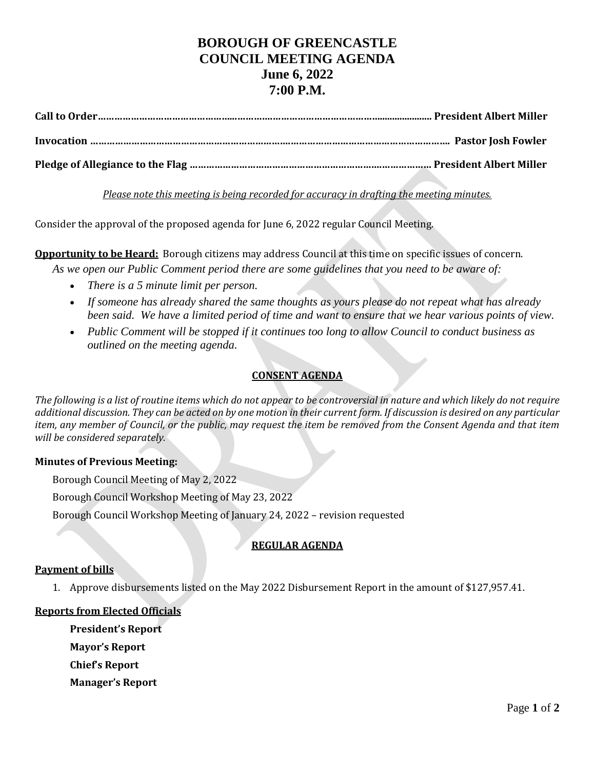# BOROUGH OF GREENCASTLE
# COUNCIL MEETING AGENDA
## June 6, 2022
## 7:00 P.M.

**Call to Order…………………………………………………………………………………………………… President Albert Miller**

**Invocation …………………………………………………………………………………………………………… Pastor Josh Fowler**

**Pledge of Allegiance to the Flag ……………………………………………………………………………… President Albert Miller**

*Please note this meeting is being recorded for accuracy in drafting the meeting minutes.*

Consider the approval of the proposed agenda for June 6, 2022 regular Council Meeting.

**Opportunity to be Heard:** Borough citizens may address Council at this time on specific issues of concern.

*As we open our Public Comment period there are some guidelines that you need to be aware of:*

- *There is a 5 minute limit per person.*
- *If someone has already shared the same thoughts as yours please do not repeat what has already been said. We have a limited period of time and want to ensure that we hear various points of view.*
- *Public Comment will be stopped if it continues too long to allow Council to conduct business as outlined on the meeting agenda.*

## CONSENT AGENDA

*The following is a list of routine items which do not appear to be controversial in nature and which likely do not require additional discussion. They can be acted on by one motion in their current form. If discussion is desired on any particular item, any member of Council, or the public, may request the item be removed from the Consent Agenda and that item will be considered separately.*

**Minutes of Previous Meeting:**

Borough Council Meeting of May 2, 2022

Borough Council Workshop Meeting of May 23, 2022

Borough Council Workshop Meeting of January 24, 2022 – revision requested

## REGULAR AGENDA

**Payment of bills**

1. Approve disbursements listed on the May 2022 Disbursement Report in the amount of $127,957.41.

**Reports from Elected Officials**

**President's Report**

**Mayor's Report**

**Chief's Report**

**Manager's Report**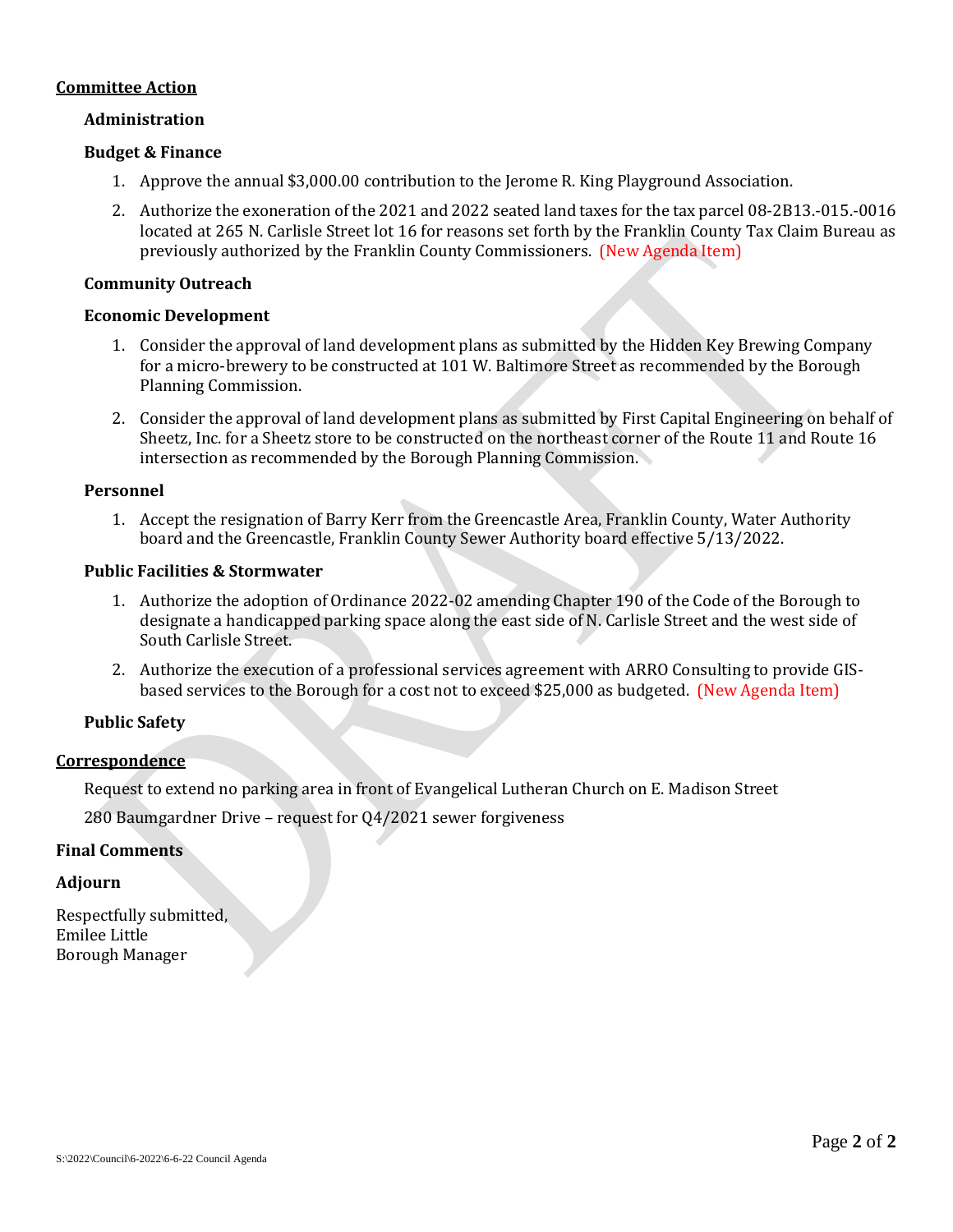## Committee Action

### Administration

### Budget & Finance

1. Approve the annual $3,000.00 contribution to the Jerome R. King Playground Association.
2. Authorize the exoneration of the 2021 and 2022 seated land taxes for the tax parcel 08-2B13.-015.-0016 located at 265 N. Carlisle Street lot 16 for reasons set forth by the Franklin County Tax Claim Bureau as previously authorized by the Franklin County Commissioners. (New Agenda Item)

### Community Outreach

### Economic Development

1. Consider the approval of land development plans as submitted by the Hidden Key Brewing Company for a micro-brewery to be constructed at 101 W. Baltimore Street as recommended by the Borough Planning Commission.
2. Consider the approval of land development plans as submitted by First Capital Engineering on behalf of Sheetz, Inc. for a Sheetz store to be constructed on the northeast corner of the Route 11 and Route 16 intersection as recommended by the Borough Planning Commission.

### Personnel

1. Accept the resignation of Barry Kerr from the Greencastle Area, Franklin County, Water Authority board and the Greencastle, Franklin County Sewer Authority board effective 5/13/2022.

### Public Facilities & Stormwater

1. Authorize the adoption of Ordinance 2022-02 amending Chapter 190 of the Code of the Borough to designate a handicapped parking space along the east side of N. Carlisle Street and the west side of South Carlisle Street.
2. Authorize the execution of a professional services agreement with ARRO Consulting to provide GIS-based services to the Borough for a cost not to exceed $25,000 as budgeted. (New Agenda Item)

### Public Safety

## Correspondence

Request to extend no parking area in front of Evangelical Lutheran Church on E. Madison Street

280 Baumgardner Drive – request for Q4/2021 sewer forgiveness

### Final Comments

### Adjourn

Respectfully submitted,
Emilee Little
Borough Manager

S:\2022\Council\6-2022\6-6-22 Council Agenda